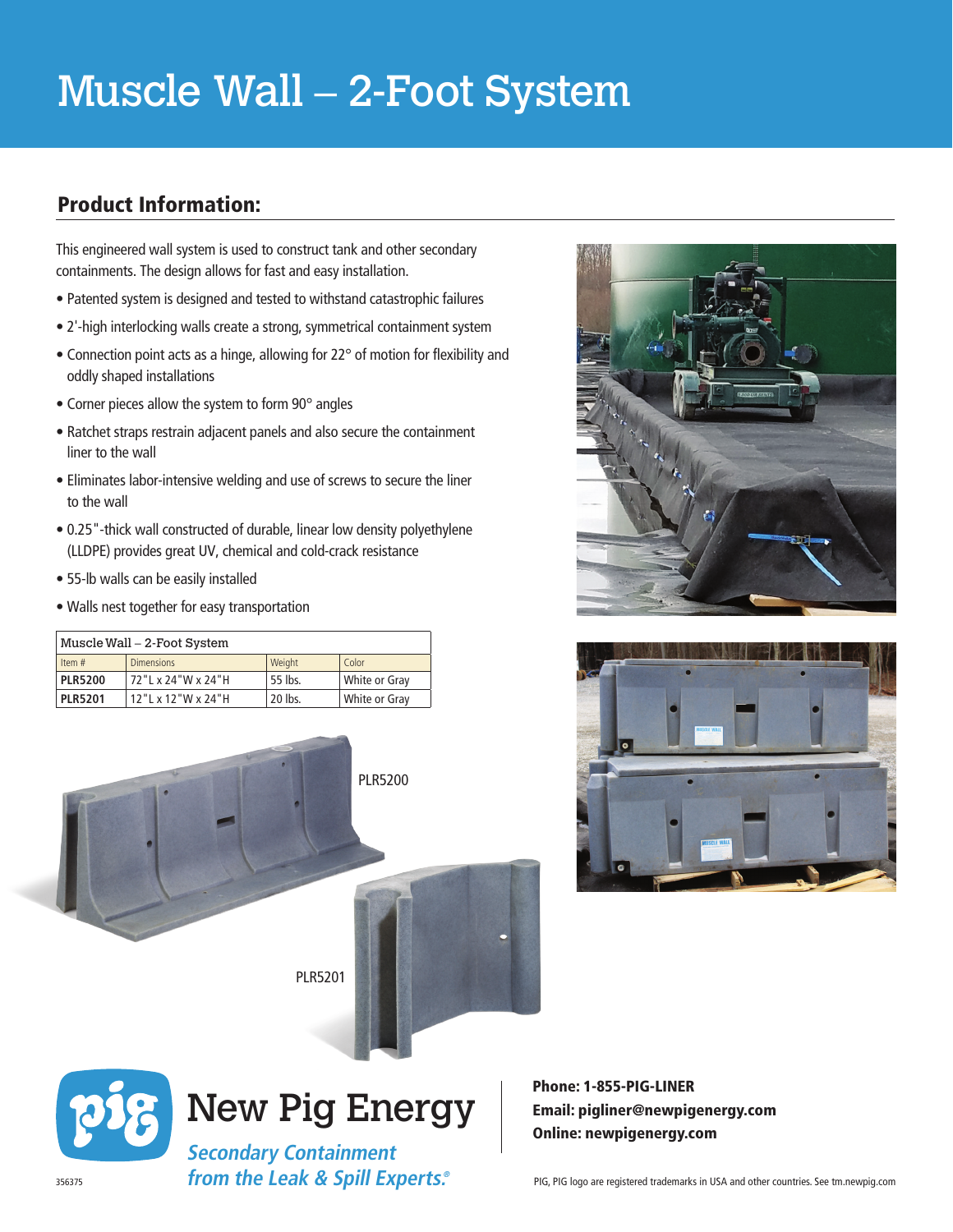# Muscle Wall – 2-Foot System

## Product Information:

This engineered wall system is used to construct tank and other secondary containments. The design allows for fast and easy installation.

- Patented system is designed and tested to withstand catastrophic failures
- 2'-high interlocking walls create a strong, symmetrical containment system
- Connection point acts as a hinge, allowing for 22° of motion for flexibility and oddly shaped installations
- Corner pieces allow the system to form 90° angles
- Ratchet straps restrain adjacent panels and also secure the containment liner to the wall
- Eliminates labor-intensive welding and use of screws to secure the liner to the wall
- 0.25"-thick wall constructed of durable, linear low density polyethylene (LLDPE) provides great UV, chemical and cold-crack resistance
- 55-lb walls can be easily installed
- Walls nest together for easy transportation

| Muscle Wall – 2-Foot System | | | |
|---|---|---|---|
| Item # | Dimensions | Weight | Color |
| **PLR5200** | 72"L x 24"W x 24"H | 55 lbs. | White or Gray |
| **PLR5201** | 12"L x 12"W x 24"H | 20 lbs. | White or Gray |

PLR5200

PLR5201

New Pig Energy

*Secondary Containment from the Leak & Spill Experts.®*

**Phone: 1-855-PIG-LINER**
**Email: pigliner@newpigenergy.com**
**Online: newpigenergy.com**

356375

PIG, PIG logo are registered trademarks in USA and other countries. See tm.newpig.com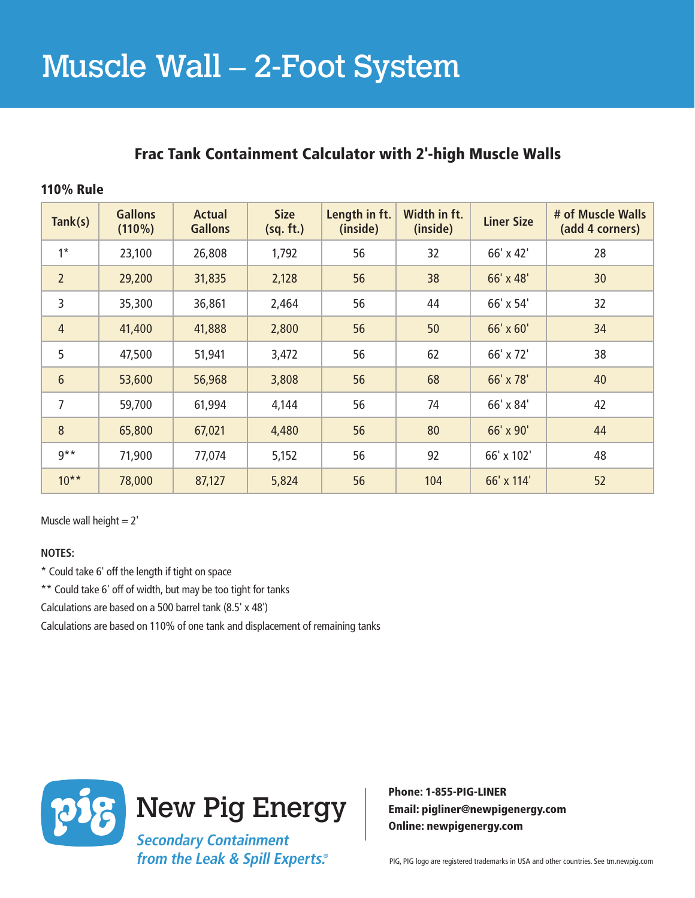# Muscle Wall – 2-Foot System

## Frac Tank Containment Calculator with 2'-high Muscle Walls

**110% Rule**

| Tank(s) | Gallons (110%) | Actual Gallons | Size (sq. ft.) | Length in ft. (inside) | Width in ft. (inside) | Liner Size | # of Muscle Walls (add 4 corners) |
|---|---|---|---|---|---|---|---|
| 1* | 23,100 | 26,808 | 1,792 | 56 | 32 | 66' x 42' | 28 |
| 2 | 29,200 | 31,835 | 2,128 | 56 | 38 | 66' x 48' | 30 |
| 3 | 35,300 | 36,861 | 2,464 | 56 | 44 | 66' x 54' | 32 |
| 4 | 41,400 | 41,888 | 2,800 | 56 | 50 | 66' x 60' | 34 |
| 5 | 47,500 | 51,941 | 3,472 | 56 | 62 | 66' x 72' | 38 |
| 6 | 53,600 | 56,968 | 3,808 | 56 | 68 | 66' x 78' | 40 |
| 7 | 59,700 | 61,994 | 4,144 | 56 | 74 | 66' x 84' | 42 |
| 8 | 65,800 | 67,021 | 4,480 | 56 | 80 | 66' x 90' | 44 |
| 9** | 71,900 | 77,074 | 5,152 | 56 | 92 | 66' x 102' | 48 |
| 10** | 78,000 | 87,127 | 5,824 | 56 | 104 | 66' x 114' | 52 |

Muscle wall height = 2'

**NOTES:**

* Could take 6' off the length if tight on space

** Could take 6' off of width, but may be too tight for tanks

Calculations are based on a 500 barrel tank (8.5' x 48')

Calculations are based on 110% of one tank and displacement of remaining tanks

New Pig Energy

*Secondary Containment from the Leak & Spill Experts.®*

**Phone: 1-855-PIG-LINER**

**Email: pigliner@newpigenergy.com**

**Online: newpigenergy.com**

PIG, PIG logo are registered trademarks in USA and other countries. See tm.newpig.com